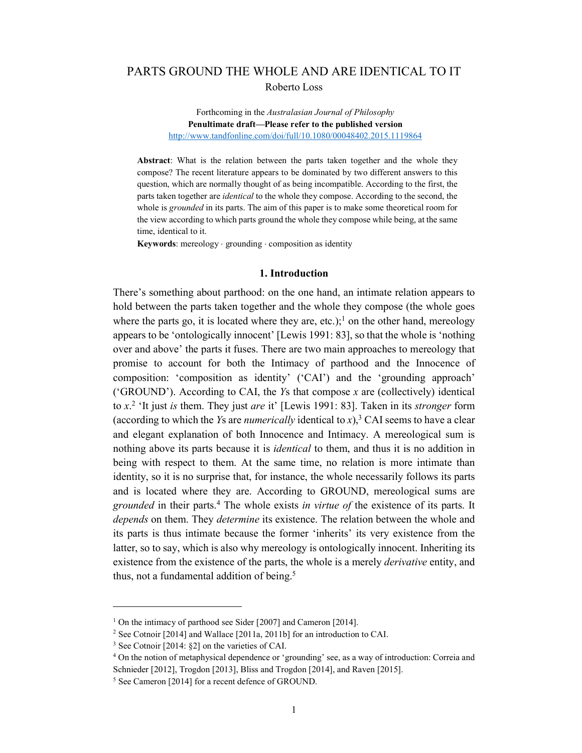# PARTS GROUND THE WHOLE AND ARE IDENTICAL TO IT

Roberto Loss

Forthcoming in the *Australasian Journal of Philosophy*
**Penultimate draft—Please refer to the published version**
http://www.tandfonline.com/doi/full/10.1080/00048402.2015.1119864

**Abstract**: What is the relation between the parts taken together and the whole they compose? The recent literature appears to be dominated by two different answers to this question, which are normally thought of as being incompatible. According to the first, the parts taken together are *identical* to the whole they compose. According to the second, the whole is *grounded* in its parts. The aim of this paper is to make some theoretical room for the view according to which parts ground the whole they compose while being, at the same time, identical to it.

**Keywords**: mereology · grounding · composition as identity

## 1. Introduction

There's something about parthood: on the one hand, an intimate relation appears to hold between the parts taken together and the whole they compose (the whole goes where the parts go, it is located where they are, etc.);[1] on the other hand, mereology appears to be 'ontologically innocent' [Lewis 1991: 83], so that the whole is 'nothing over and above' the parts it fuses. There are two main approaches to mereology that promise to account for both the Intimacy of parthood and the Innocence of composition: 'composition as identity' ('CAI') and the 'grounding approach' ('GROUND'). According to CAI, the *Y*s that compose *x* are (collectively) identical to *x*.[2] 'It just *is* them. They just *are* it' [Lewis 1991: 83]. Taken in its *stronger* form (according to which the *Y*s are *numerically* identical to *x*),[3] CAI seems to have a clear and elegant explanation of both Innocence and Intimacy. A mereological sum is nothing above its parts because it is *identical* to them, and thus it is no addition in being with respect to them. At the same time, no relation is more intimate than identity, so it is no surprise that, for instance, the whole necessarily follows its parts and is located where they are. According to GROUND, mereological sums are *grounded* in their parts.[4] The whole exists *in virtue of* the existence of its parts. It *depends* on them. They *determine* its existence. The relation between the whole and its parts is thus intimate because the former 'inherits' its very existence from the latter, so to say, which is also why mereology is ontologically innocent. Inheriting its existence from the existence of the parts, the whole is a merely *derivative* entity, and thus, not a fundamental addition of being.[5]

[1] On the intimacy of parthood see Sider [2007] and Cameron [2014].

[2] See Cotnoir [2014] and Wallace [2011a, 2011b] for an introduction to CAI.

[3] See Cotnoir [2014: §2] on the varieties of CAI.

[4] On the notion of metaphysical dependence or 'grounding' see, as a way of introduction: Correia and Schnieder [2012], Trogdon [2013], Bliss and Trogdon [2014], and Raven [2015].

[5] See Cameron [2014] for a recent defence of GROUND.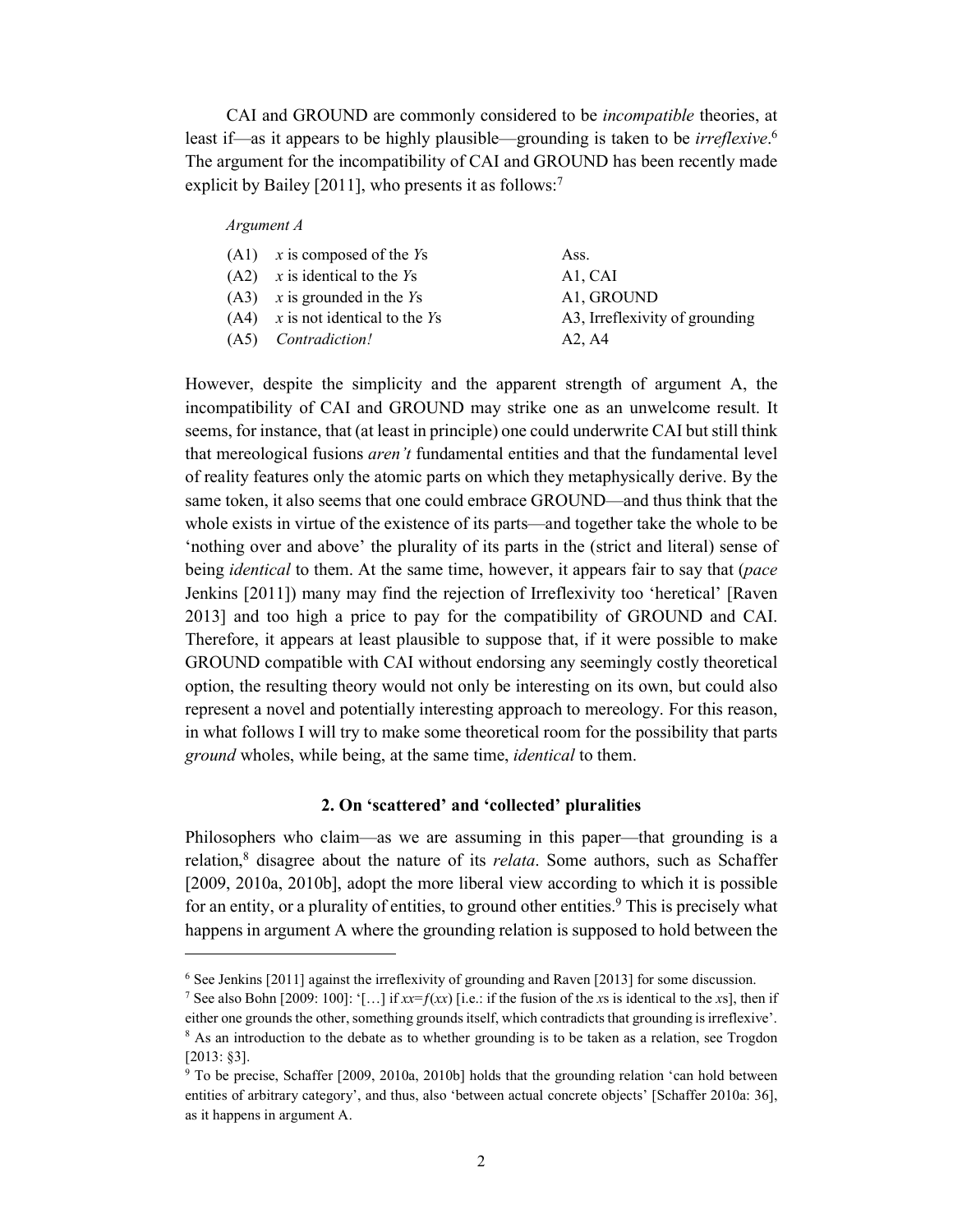CAI and GROUND are commonly considered to be *incompatible* theories, at least if—as it appears to be highly plausible—grounding is taken to be *irreflexive*.[6] The argument for the incompatibility of CAI and GROUND has been recently made explicit by Bailey [2011], who presents it as follows:[7]

*Argument A*

| | | |
|---|---|---|
| (A1) | *x* is composed of the *Y*s | Ass. |
| (A2) | *x* is identical to the *Y*s | A1, CAI |
| (A3) | *x* is grounded in the *Y*s | A1, GROUND |
| (A4) | *x* is not identical to the *Y*s | A3, Irreflexivity of grounding |
| (A5) | *Contradiction!* | A2, A4 |

However, despite the simplicity and the apparent strength of argument A, the incompatibility of CAI and GROUND may strike one as an unwelcome result. It seems, for instance, that (at least in principle) one could underwrite CAI but still think that mereological fusions *aren't* fundamental entities and that the fundamental level of reality features only the atomic parts on which they metaphysically derive. By the same token, it also seems that one could embrace GROUND—and thus think that the whole exists in virtue of the existence of its parts—and together take the whole to be 'nothing over and above' the plurality of its parts in the (strict and literal) sense of being *identical* to them. At the same time, however, it appears fair to say that (*pace* Jenkins [2011]) many may find the rejection of Irreflexivity too 'heretical' [Raven 2013] and too high a price to pay for the compatibility of GROUND and CAI. Therefore, it appears at least plausible to suppose that, if it were possible to make GROUND compatible with CAI without endorsing any seemingly costly theoretical option, the resulting theory would not only be interesting on its own, but could also represent a novel and potentially interesting approach to mereology. For this reason, in what follows I will try to make some theoretical room for the possibility that parts *ground* wholes, while being, at the same time, *identical* to them.

## 2. On 'scattered' and 'collected' pluralities

Philosophers who claim—as we are assuming in this paper—that grounding is a relation,[8] disagree about the nature of its *relata*. Some authors, such as Schaffer [2009, 2010a, 2010b], adopt the more liberal view according to which it is possible for an entity, or a plurality of entities, to ground other entities.[9] This is precisely what happens in argument A where the grounding relation is supposed to hold between the

---

[6] See Jenkins [2011] against the irreflexivity of grounding and Raven [2013] for some discussion.

[7] See also Bohn [2009: 100]: '[…] if $xx=f(xx)$ [i.e.: if the fusion of the *x*s is identical to the *x*s], then if either one grounds the other, something grounds itself, which contradicts that grounding is irreflexive'.

[8] As an introduction to the debate as to whether grounding is to be taken as a relation, see Trogdon [2013: §3].

[9] To be precise, Schaffer [2009, 2010a, 2010b] holds that the grounding relation 'can hold between entities of arbitrary category', and thus, also 'between actual concrete objects' [Schaffer 2010a: 36], as it happens in argument A.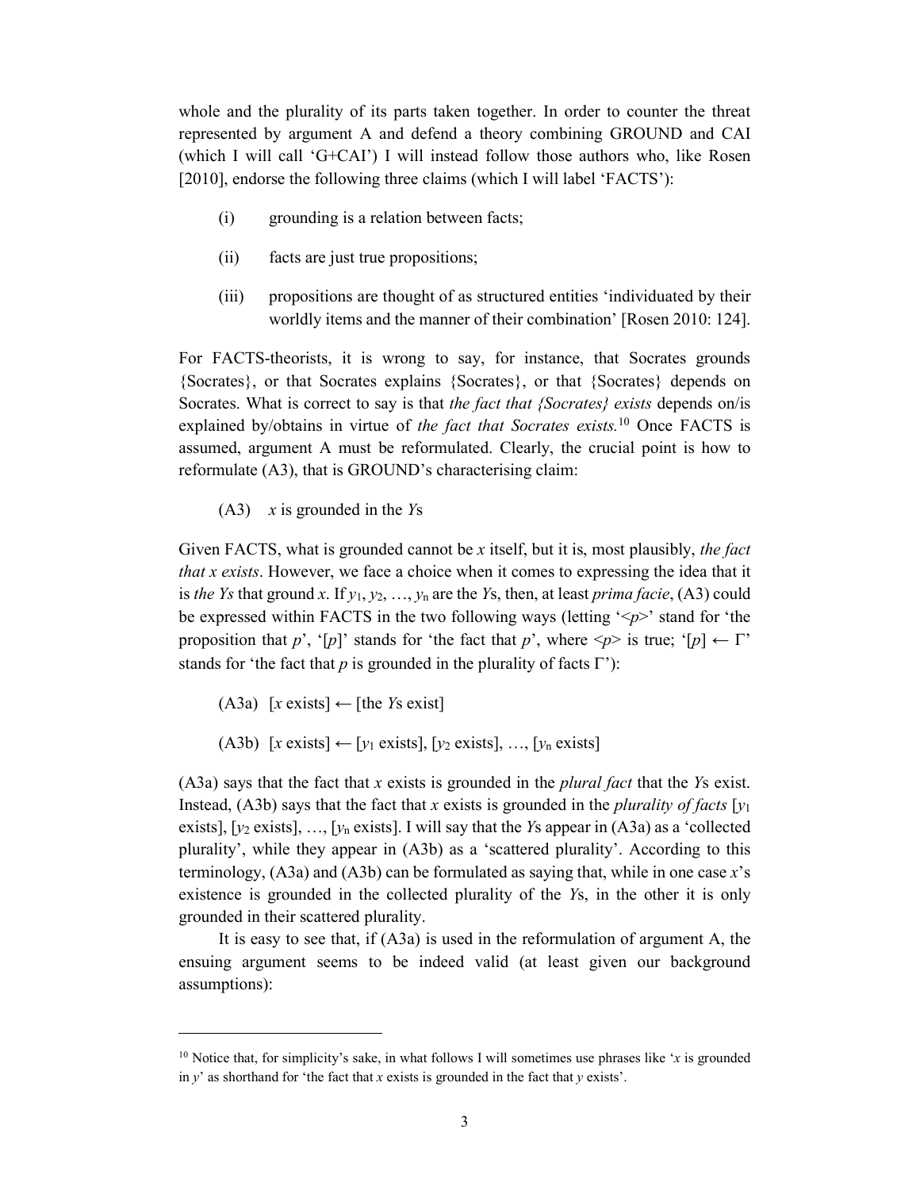whole and the plurality of its parts taken together. In order to counter the threat represented by argument A and defend a theory combining GROUND and CAI (which I will call 'G+CAI') I will instead follow those authors who, like Rosen [2010], endorse the following three claims (which I will label 'FACTS'):

(i) grounding is a relation between facts;

(ii) facts are just true propositions;

(iii) propositions are thought of as structured entities 'individuated by their worldly items and the manner of their combination' [Rosen 2010: 124].

For FACTS-theorists, it is wrong to say, for instance, that Socrates grounds {Socrates}, or that Socrates explains {Socrates}, or that {Socrates} depends on Socrates. What is correct to say is that *the fact that {Socrates} exists* depends on/is explained by/obtains in virtue of *the fact that Socrates exists.*[10] Once FACTS is assumed, argument A must be reformulated. Clearly, the crucial point is how to reformulate (A3), that is GROUND's characterising claim:

(A3) $x$ is grounded in the $Y$s

Given FACTS, what is grounded cannot be $x$ itself, but it is, most plausibly, *the fact that x exists*. However, we face a choice when it comes to expressing the idea that it is *the Ys* that ground $x$. If $y_1, y_2, \ldots, y_n$ are the $Y$s, then, at least *prima facie*, (A3) could be expressed within FACTS in the two following ways (letting '$<p>$' stand for 'the proposition that $p$', '$[p]$' stands for 'the fact that $p$', where $<p>$ is true; '$[p] \leftarrow \Gamma$' stands for 'the fact that $p$ is grounded in the plurality of facts $\Gamma$'):

(A3a) $[x \text{ exists}] \leftarrow [\text{the } Y\text{s exist}]$

(A3b) $[x \text{ exists}] \leftarrow [y_1 \text{ exists}], [y_2 \text{ exists}], \ldots, [y_n \text{ exists}]$

(A3a) says that the fact that $x$ exists is grounded in the *plural fact* that the $Y$s exist. Instead, (A3b) says that the fact that $x$ exists is grounded in the *plurality of facts* [$y_1$ exists], [$y_2$ exists], …, [$y_n$ exists]. I will say that the $Y$s appear in (A3a) as a 'collected plurality', while they appear in (A3b) as a 'scattered plurality'. According to this terminology, (A3a) and (A3b) can be formulated as saying that, while in one case $x$'s existence is grounded in the collected plurality of the $Y$s, in the other it is only grounded in their scattered plurality.

It is easy to see that, if (A3a) is used in the reformulation of argument A, the ensuing argument seems to be indeed valid (at least given our background assumptions):

---

[10] Notice that, for simplicity's sake, in what follows I will sometimes use phrases like '$x$ is grounded in $y$' as shorthand for 'the fact that $x$ exists is grounded in the fact that $y$ exists'.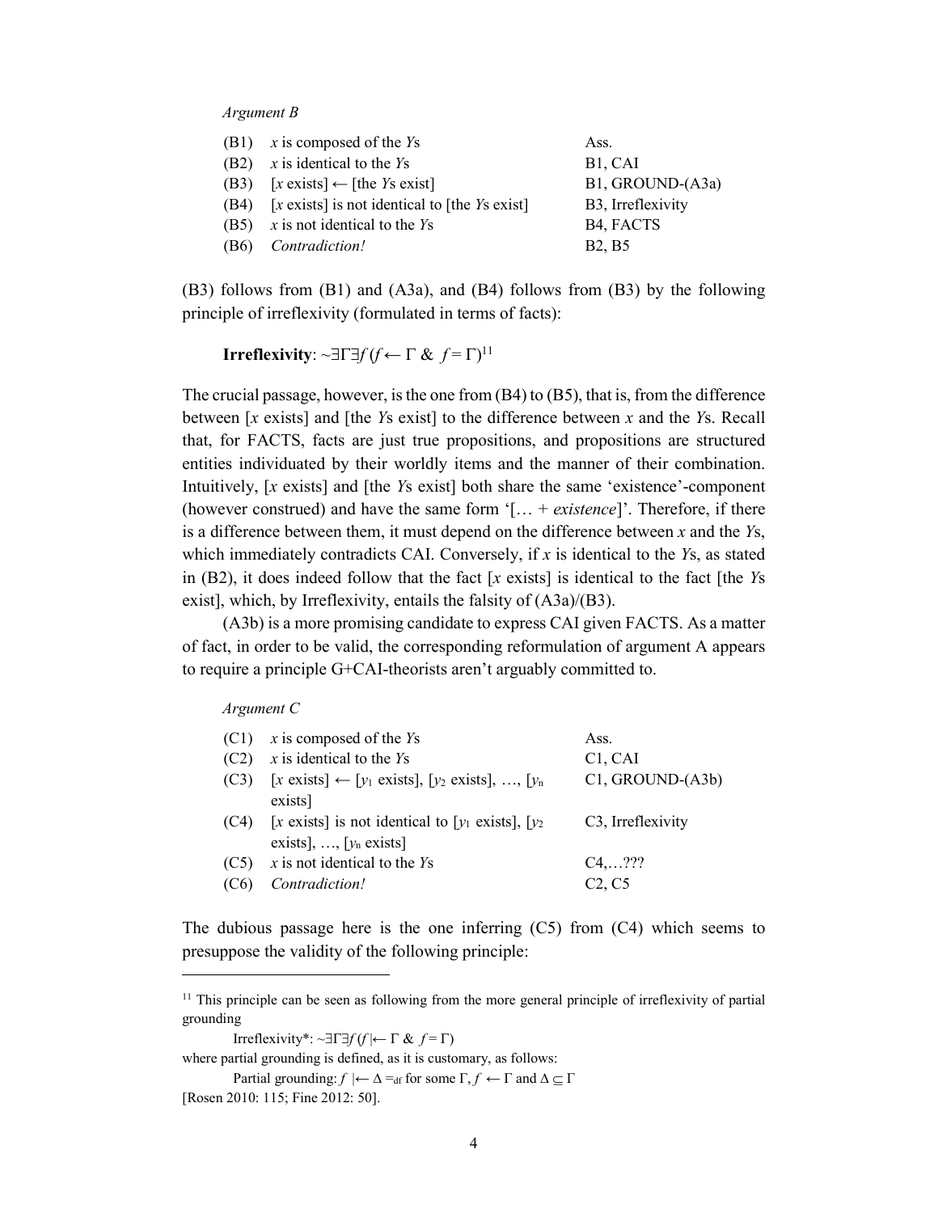*Argument B*

| | | |
|---|---|---|
| (B1) | *x* is composed of the *Y*s | Ass. |
| (B2) | *x* is identical to the *Y*s | B1, CAI |
| (B3) | [*x* exists] ← [the *Y*s exist] | B1, GROUND-(A3a) |
| (B4) | [*x* exists] is not identical to [the *Y*s exist] | B3, Irreflexivity |
| (B5) | *x* is not identical to the *Y*s | B4, FACTS |
| (B6) | *Contradiction!* | B2, B5 |

(B3) follows from (B1) and (A3a), and (B4) follows from (B3) by the following principle of irreflexivity (formulated in terms of facts):

**Irreflexivity**: $\sim\exists\Gamma\exists f\,(f \leftarrow \Gamma\ \&\ f = \Gamma)$[11]

The crucial passage, however, is the one from (B4) to (B5), that is, from the difference between [*x* exists] and [the *Y*s exist] to the difference between *x* and the *Y*s. Recall that, for FACTS, facts are just true propositions, and propositions are structured entities individuated by their worldly items and the manner of their combination. Intuitively, [*x* exists] and [the *Y*s exist] both share the same 'existence'-component (however construed) and have the same form '[… + *existence*]'. Therefore, if there is a difference between them, it must depend on the difference between *x* and the *Y*s, which immediately contradicts CAI. Conversely, if *x* is identical to the *Y*s, as stated in (B2), it does indeed follow that the fact [*x* exists] is identical to the fact [the *Y*s exist], which, by Irreflexivity, entails the falsity of (A3a)/(B3).

(A3b) is a more promising candidate to express CAI given FACTS. As a matter of fact, in order to be valid, the corresponding reformulation of argument A appears to require a principle G+CAI-theorists aren't arguably committed to.

*Argument C*

| | | |
|---|---|---|
| (C1) | *x* is composed of the *Y*s | Ass. |
| (C2) | *x* is identical to the *Y*s | C1, CAI |
| (C3) | [*x* exists] ← [$y_1$ exists], [$y_2$ exists], …, [$y_n$ exists] | C1, GROUND-(A3b) |
| (C4) | [*x* exists] is not identical to [$y_1$ exists], [$y_2$ exists], …, [$y_n$ exists] | C3, Irreflexivity |
| (C5) | *x* is not identical to the *Y*s | C4,…??? |
| (C6) | *Contradiction!* | C2, C5 |

The dubious passage here is the one inferring (C5) from (C4) which seems to presuppose the validity of the following principle:

---

[11] This principle can be seen as following from the more general principle of irreflexivity of partial grounding

Irreflexivity*: $\sim\exists\Gamma\exists f\,(f \mid\leftarrow \Gamma\ \&\ f = \Gamma)$

where partial grounding is defined, as it is customary, as follows:

Partial grounding: $f \mid\leftarrow \Delta =_{df}$ for some $\Gamma$, $f \leftarrow \Gamma$ and $\Delta \subseteq \Gamma$

[Rosen 2010: 115; Fine 2012: 50].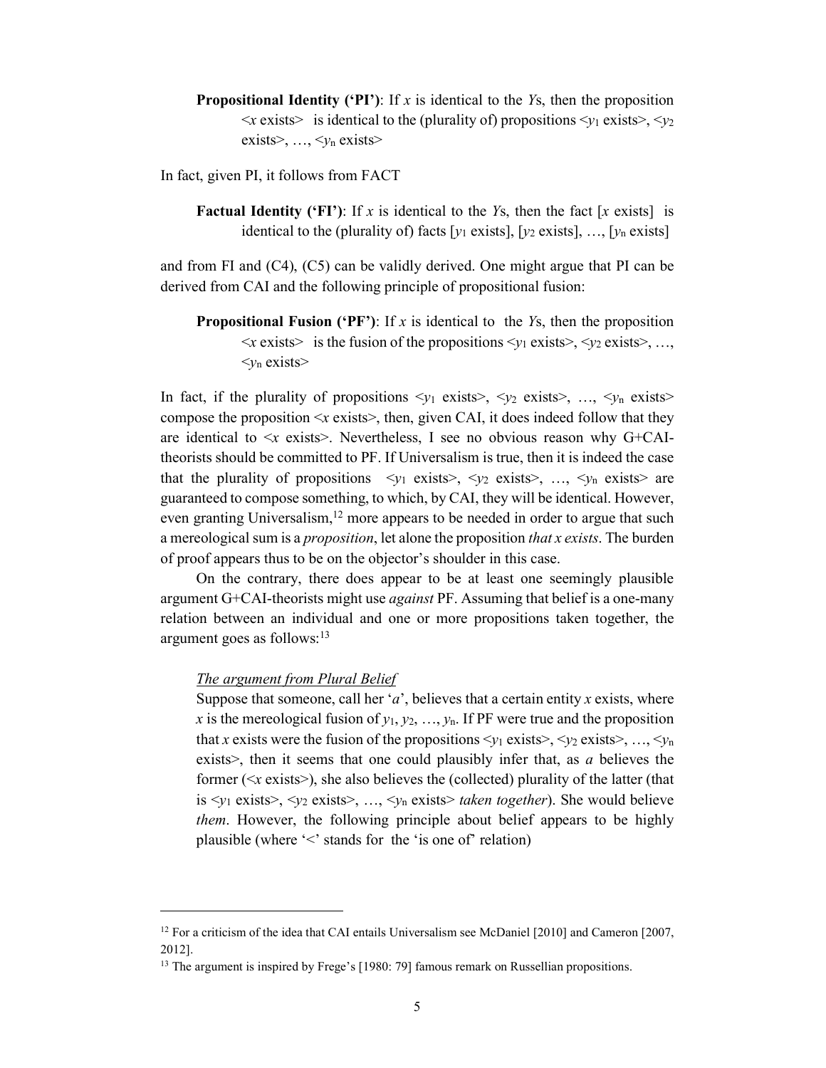**Propositional Identity ('PI')**: If $x$ is identical to the $Y$s, then the proposition <$x$ exists> is identical to the (plurality of) propositions <$y_1$ exists>, <$y_2$ exists>, …, <$y_n$ exists>

In fact, given PI, it follows from FACT

**Factual Identity ('FI')**: If $x$ is identical to the $Y$s, then the fact [$x$ exists] is identical to the (plurality of) facts [$y_1$ exists], [$y_2$ exists], …, [$y_n$ exists]

and from FI and (C4), (C5) can be validly derived. One might argue that PI can be derived from CAI and the following principle of propositional fusion:

**Propositional Fusion ('PF')**: If $x$ is identical to the $Y$s, then the proposition <$x$ exists> is the fusion of the propositions <$y_1$ exists>, <$y_2$ exists>, …, <$y_n$ exists>

In fact, if the plurality of propositions <$y_1$ exists>, <$y_2$ exists>, …, <$y_n$ exists> compose the proposition <$x$ exists>, then, given CAI, it does indeed follow that they are identical to <$x$ exists>. Nevertheless, I see no obvious reason why G+CAI-theorists should be committed to PF. If Universalism is true, then it is indeed the case that the plurality of propositions <$y_1$ exists>, <$y_2$ exists>, …, <$y_n$ exists> are guaranteed to compose something, to which, by CAI, they will be identical. However, even granting Universalism,[12] more appears to be needed in order to argue that such a mereological sum is a *proposition*, let alone the proposition *that x exists*. The burden of proof appears thus to be on the objector's shoulder in this case.

On the contrary, there does appear to be at least one seemingly plausible argument G+CAI-theorists might use *against* PF. Assuming that belief is a one-many relation between an individual and one or more propositions taken together, the argument goes as follows:[13]

*The argument from Plural Belief*

Suppose that someone, call her '$a$', believes that a certain entity $x$ exists, where $x$ is the mereological fusion of $y_1$, $y_2$, …, $y_n$. If PF were true and the proposition that $x$ exists were the fusion of the propositions <$y_1$ exists>, <$y_2$ exists>, …, <$y_n$ exists>, then it seems that one could plausibly infer that, as $a$ believes the former (<$x$ exists>), she also believes the (collected) plurality of the latter (that is <$y_1$ exists>, <$y_2$ exists>, …, <$y_n$ exists> *taken together*). She would believe *them*. However, the following principle about belief appears to be highly plausible (where '<' stands for the 'is one of' relation)

---

[12] For a criticism of the idea that CAI entails Universalism see McDaniel [2010] and Cameron [2007, 2012].

[13] The argument is inspired by Frege's [1980: 79] famous remark on Russellian propositions.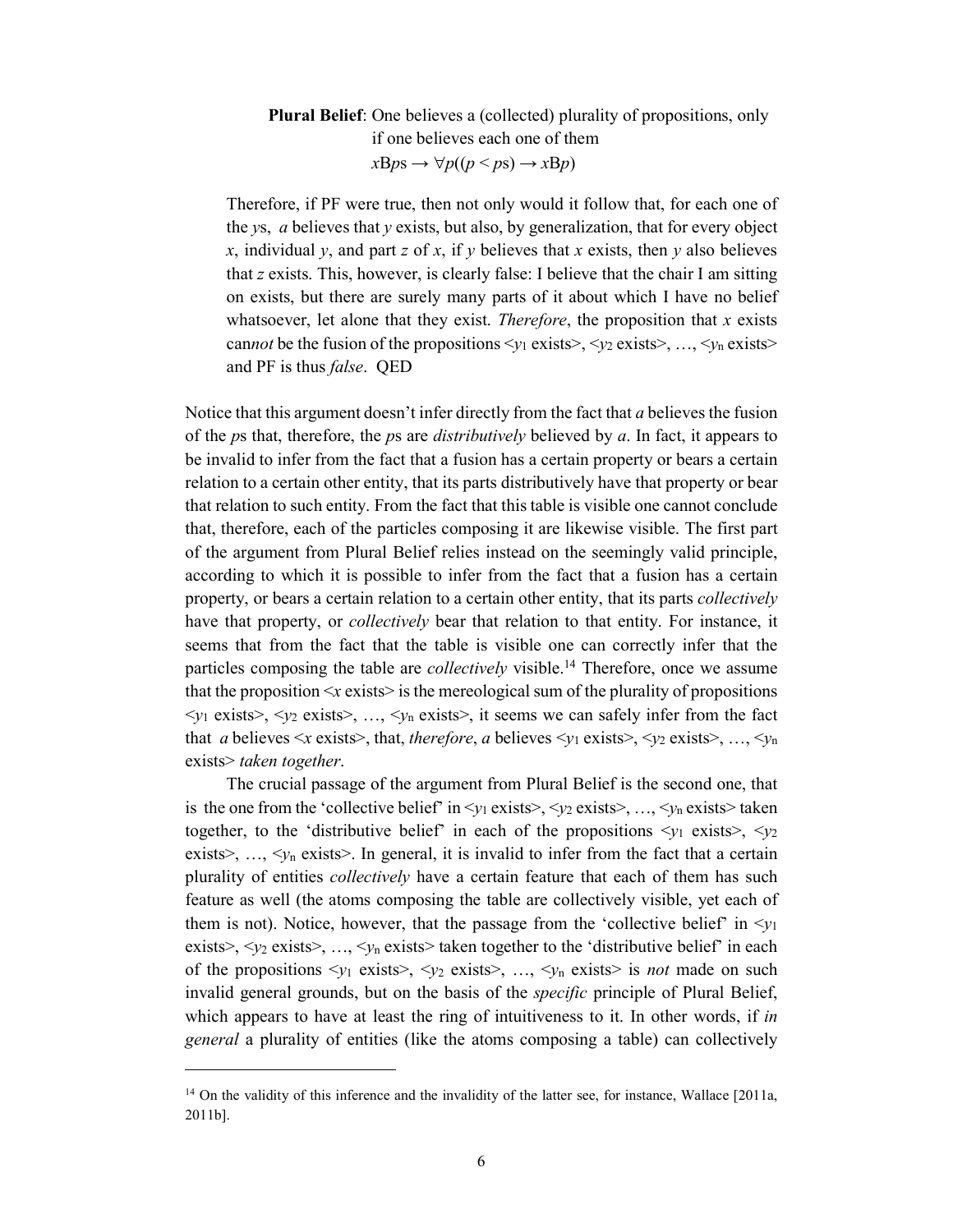> **Plural Belief**: One believes a (collected) plurality of propositions, only if one believes each one of them
> $x\text{B}ps \rightarrow \forall p((p < ps) \rightarrow x\text{B}p)$

> Therefore, if PF were true, then not only would it follow that, for each one of the *y*s, *a* believes that *y* exists, but also, by generalization, that for every object *x*, individual *y*, and part *z* of *x*, if *y* believes that *x* exists, then *y* also believes that *z* exists. This, however, is clearly false: I believe that the chair I am sitting on exists, but there are surely many parts of it about which I have no belief whatsoever, let alone that they exist. *Therefore*, the proposition that *x* exists can*not* be the fusion of the propositions <$y_1$ exists>, <$y_2$ exists>, …, <$y_n$ exists> and PF is thus *false*. QED

Notice that this argument doesn't infer directly from the fact that *a* believes the fusion of the *p*s that, therefore, the *p*s are *distributively* believed by *a*. In fact, it appears to be invalid to infer from the fact that a fusion has a certain property or bears a certain relation to a certain other entity, that its parts distributively have that property or bear that relation to such entity. From the fact that this table is visible one cannot conclude that, therefore, each of the particles composing it are likewise visible. The first part of the argument from Plural Belief relies instead on the seemingly valid principle, according to which it is possible to infer from the fact that a fusion has a certain property, or bears a certain relation to a certain other entity, that its parts *collectively* have that property, or *collectively* bear that relation to that entity. For instance, it seems that from the fact that the table is visible one can correctly infer that the particles composing the table are *collectively* visible.[14] Therefore, once we assume that the proposition <*x* exists> is the mereological sum of the plurality of propositions <$y_1$ exists>, <$y_2$ exists>, …, <$y_n$ exists>, it seems we can safely infer from the fact that *a* believes <*x* exists>, that, *therefore*, *a* believes <$y_1$ exists>, <$y_2$ exists>, …, <$y_n$ exists> *taken together*.

The crucial passage of the argument from Plural Belief is the second one, that is the one from the 'collective belief' in <$y_1$ exists>, <$y_2$ exists>, …, <$y_n$ exists> taken together, to the 'distributive belief' in each of the propositions <$y_1$ exists>, <$y_2$ exists>, …, <$y_n$ exists>. In general, it is invalid to infer from the fact that a certain plurality of entities *collectively* have a certain feature that each of them has such feature as well (the atoms composing the table are collectively visible, yet each of them is not). Notice, however, that the passage from the 'collective belief' in <$y_1$ exists>, <$y_2$ exists>, …, <$y_n$ exists> taken together to the 'distributive belief' in each of the propositions <$y_1$ exists>, <$y_2$ exists>, …, <$y_n$ exists> is *not* made on such invalid general grounds, but on the basis of the *specific* principle of Plural Belief, which appears to have at least the ring of intuitiveness to it. In other words, if *in general* a plurality of entities (like the atoms composing a table) can collectively

[14] On the validity of this inference and the invalidity of the latter see, for instance, Wallace [2011a, 2011b].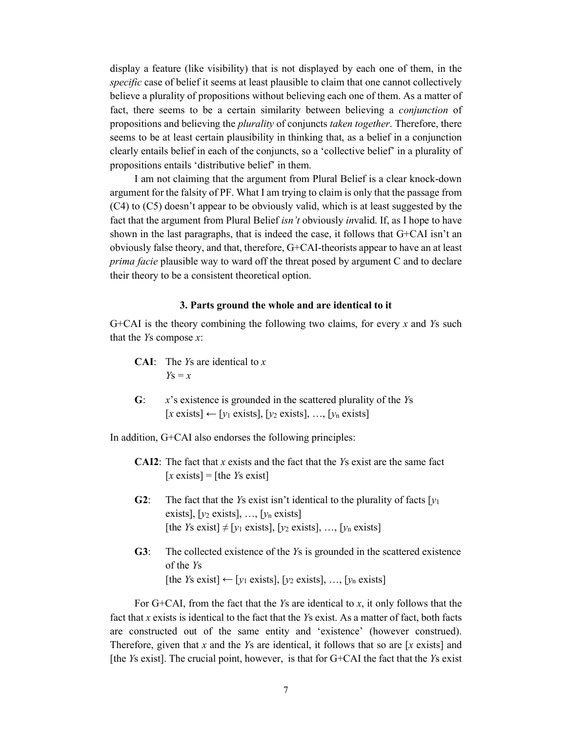display a feature (like visibility) that is not displayed by each one of them, in the *specific* case of belief it seems at least plausible to claim that one cannot collectively believe a plurality of propositions without believing each one of them. As a matter of fact, there seems to be a certain similarity between believing a *conjunction* of propositions and believing the *plurality* of conjuncts *taken together*. Therefore, there seems to be at least certain plausibility in thinking that, as a belief in a conjunction clearly entails belief in each of the conjuncts, so a 'collective belief' in a plurality of propositions entails 'distributive belief' in them.

I am not claiming that the argument from Plural Belief is a clear knock-down argument for the falsity of PF. What I am trying to claim is only that the passage from (C4) to (C5) doesn't appear to be obviously valid, which is at least suggested by the fact that the argument from Plural Belief *isn't* obviously *in*valid. If, as I hope to have shown in the last paragraphs, that is indeed the case, it follows that G+CAI isn't an obviously false theory, and that, therefore, G+CAI-theorists appear to have an at least *prima facie* plausible way to ward off the threat posed by argument C and to declare their theory to be a consistent theoretical option.

### 3. Parts ground the whole and are identical to it

G+CAI is the theory combining the following two claims, for every $x$ and $Y$s such that the $Y$s compose $x$:

> **CAI**: The $Y$s are identical to $x$
> $Y\text{s} = x$
>
> **G**: $x$'s existence is grounded in the scattered plurality of the $Y$s
> [$x$ exists] ← [$y_1$ exists], [$y_2$ exists], …, [$y_n$ exists]

In addition, G+CAI also endorses the following principles:

> **CAI2**: The fact that $x$ exists and the fact that the $Y$s exist are the same fact
> [$x$ exists] = [the $Y$s exist]
>
> **G2**: The fact that the $Y$s exist isn't identical to the plurality of facts [$y_1$ exists], [$y_2$ exists], …, [$y_n$ exists]
> [the $Y$s exist] ≠ [$y_1$ exists], [$y_2$ exists], …, [$y_n$ exists]
>
> **G3**: The collected existence of the $Y$s is grounded in the scattered existence of the $Y$s
> [the $Y$s exist] ← [$y_1$ exists], [$y_2$ exists], …, [$y_n$ exists]

For G+CAI, from the fact that the $Y$s are identical to $x$, it only follows that the fact that $x$ exists is identical to the fact that the $Y$s exist. As a matter of fact, both facts are constructed out of the same entity and 'existence' (however construed). Therefore, given that $x$ and the $Y$s are identical, it follows that so are [$x$ exists] and [the $Y$s exist]. The crucial point, however, is that for G+CAI the fact that the $Y$s exist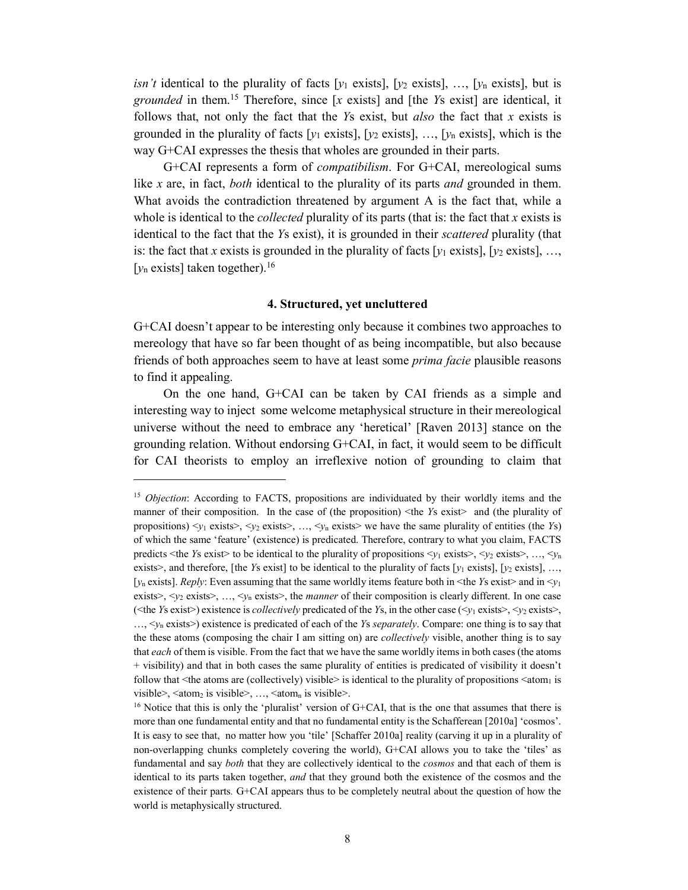*isn't* identical to the plurality of facts [$y_1$ exists], [$y_2$ exists], …, [$y_n$ exists], but is *grounded* in them.[15] Therefore, since [$x$ exists] and [the *Y*s exist] are identical, it follows that, not only the fact that the *Y*s exist, but *also* the fact that $x$ exists is grounded in the plurality of facts [$y_1$ exists], [$y_2$ exists], …, [$y_n$ exists], which is the way G+CAI expresses the thesis that wholes are grounded in their parts.

G+CAI represents a form of *compatibilism*. For G+CAI, mereological sums like $x$ are, in fact, *both* identical to the plurality of its parts *and* grounded in them. What avoids the contradiction threatened by argument A is the fact that, while a whole is identical to the *collected* plurality of its parts (that is: the fact that $x$ exists is identical to the fact that the *Y*s exist), it is grounded in their *scattered* plurality (that is: the fact that $x$ exists is grounded in the plurality of facts [$y_1$ exists], [$y_2$ exists], …, [$y_n$ exists] taken together).[16]

## 4. Structured, yet uncluttered

G+CAI doesn't appear to be interesting only because it combines two approaches to mereology that have so far been thought of as being incompatible, but also because friends of both approaches seem to have at least some *prima facie* plausible reasons to find it appealing.

On the one hand, G+CAI can be taken by CAI friends as a simple and interesting way to inject some welcome metaphysical structure in their mereological universe without the need to embrace any 'heretical' [Raven 2013] stance on the grounding relation. Without endorsing G+CAI, in fact, it would seem to be difficult for CAI theorists to employ an irreflexive notion of grounding to claim that

---

[15] *Objection*: According to FACTS, propositions are individuated by their worldly items and the manner of their composition. In the case of (the proposition) <the *Y*s exist> and (the plurality of propositions) <$y_1$ exists>, <$y_2$ exists>, …, <$y_n$ exists> we have the same plurality of entities (the *Y*s) of which the same 'feature' (existence) is predicated. Therefore, contrary to what you claim, FACTS predicts <the *Y*s exist> to be identical to the plurality of propositions <$y_1$ exists>, <$y_2$ exists>, …, <$y_n$ exists>, and therefore, [the *Y*s exist] to be identical to the plurality of facts [$y_1$ exists], [$y_2$ exists], …, [$y_n$ exists]. *Reply*: Even assuming that the same worldly items feature both in <the *Y*s exist> and in <$y_1$ exists>, <$y_2$ exists>, …, <$y_n$ exists>, the *manner* of their composition is clearly different. In one case (<the *Y*s exist>) existence is *collectively* predicated of the *Y*s, in the other case (<$y_1$ exists>, <$y_2$ exists>, …, <$y_n$ exists>) existence is predicated of each of the *Y*s *separately*. Compare: one thing is to say that the these atoms (composing the chair I am sitting on) are *collectively* visible, another thing is to say that *each* of them is visible. From the fact that we have the same worldly items in both cases (the atoms + visibility) and that in both cases the same plurality of entities is predicated of visibility it doesn't follow that <the atoms are (collectively) visible> is identical to the plurality of propositions <atom$_1$ is visible>, <atom$_2$ is visible>, …, <atom$_n$ is visible>.

[16] Notice that this is only the 'pluralist' version of G+CAI, that is the one that assumes that there is more than one fundamental entity and that no fundamental entity is the Schafferean [2010a] 'cosmos'. It is easy to see that, no matter how you 'tile' [Schaffer 2010a] reality (carving it up in a plurality of non-overlapping chunks completely covering the world), G+CAI allows you to take the 'tiles' as fundamental and say *both* that they are collectively identical to the *cosmos* and that each of them is identical to its parts taken together, *and* that they ground both the existence of the cosmos and the existence of their parts. G+CAI appears thus to be completely neutral about the question of how the world is metaphysically structured.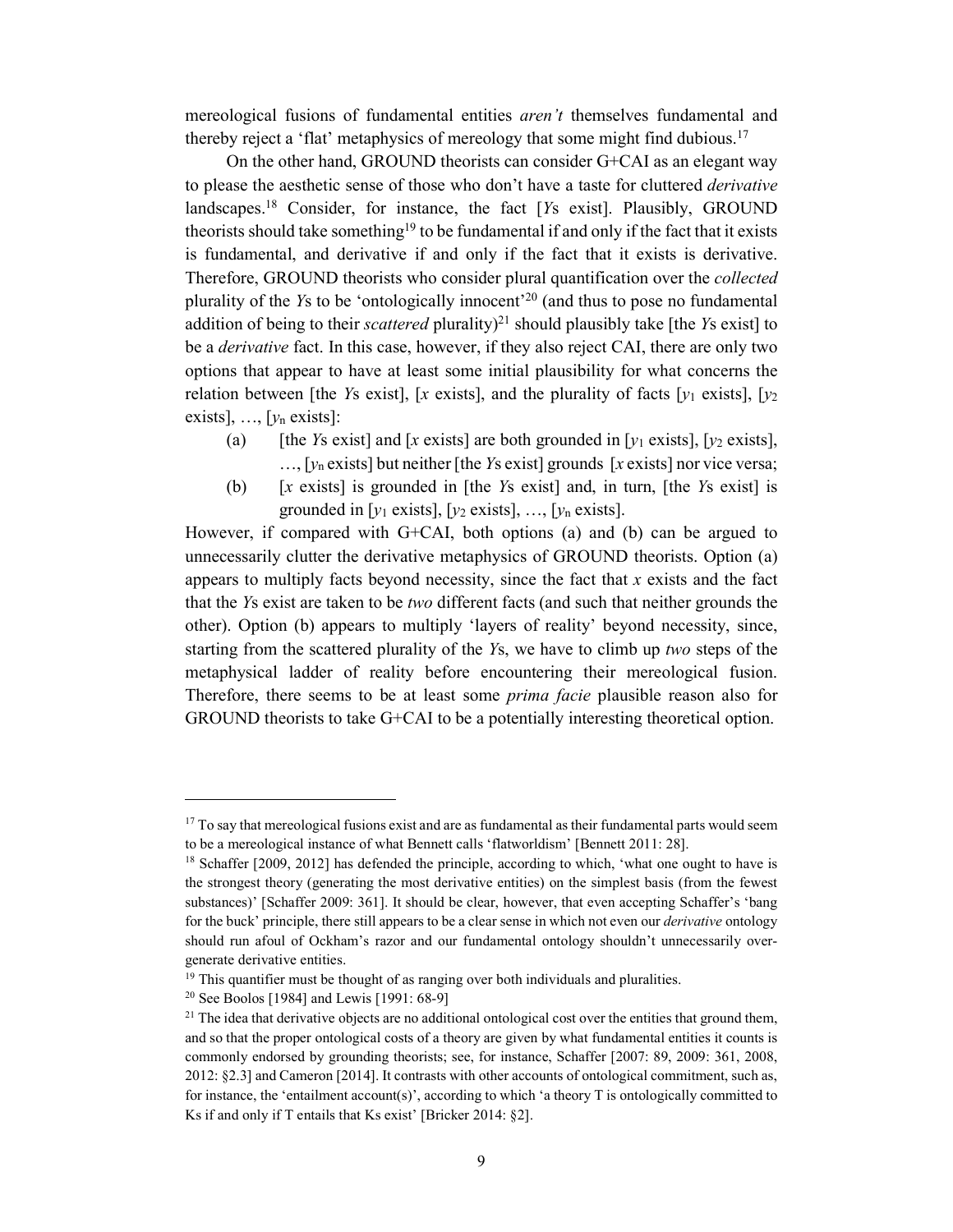mereological fusions of fundamental entities *aren't* themselves fundamental and thereby reject a 'flat' metaphysics of mereology that some might find dubious.[17]

On the other hand, GROUND theorists can consider G+CAI as an elegant way to please the aesthetic sense of those who don't have a taste for cluttered *derivative* landscapes.[18] Consider, for instance, the fact [*Y*s exist]. Plausibly, GROUND theorists should take something[19] to be fundamental if and only if the fact that it exists is fundamental, and derivative if and only if the fact that it exists is derivative. Therefore, GROUND theorists who consider plural quantification over the *collected* plurality of the *Y*s to be 'ontologically innocent'[20] (and thus to pose no fundamental addition of being to their *scattered* plurality)[21] should plausibly take [the *Y*s exist] to be a *derivative* fact. In this case, however, if they also reject CAI, there are only two options that appear to have at least some initial plausibility for what concerns the relation between [the *Y*s exist], [$x$ exists], and the plurality of facts [$y_1$ exists], [$y_2$ exists], …, [$y_n$ exists]:

(a) [the *Y*s exist] and [$x$ exists] are both grounded in [$y_1$ exists], [$y_2$ exists], …, [$y_n$ exists] but neither [the *Y*s exist] grounds [$x$ exists] nor vice versa;

(b) [$x$ exists] is grounded in [the *Y*s exist] and, in turn, [the *Y*s exist] is grounded in [$y_1$ exists], [$y_2$ exists], …, [$y_n$ exists].

However, if compared with G+CAI, both options (a) and (b) can be argued to unnecessarily clutter the derivative metaphysics of GROUND theorists. Option (a) appears to multiply facts beyond necessity, since the fact that $x$ exists and the fact that the *Y*s exist are taken to be *two* different facts (and such that neither grounds the other). Option (b) appears to multiply 'layers of reality' beyond necessity, since, starting from the scattered plurality of the *Y*s, we have to climb up *two* steps of the metaphysical ladder of reality before encountering their mereological fusion. Therefore, there seems to be at least some *prima facie* plausible reason also for GROUND theorists to take G+CAI to be a potentially interesting theoretical option.

---

[17] To say that mereological fusions exist and are as fundamental as their fundamental parts would seem to be a mereological instance of what Bennett calls 'flatworldism' [Bennett 2011: 28].

[18] Schaffer [2009, 2012] has defended the principle, according to which, 'what one ought to have is the strongest theory (generating the most derivative entities) on the simplest basis (from the fewest substances)' [Schaffer 2009: 361]. It should be clear, however, that even accepting Schaffer's 'bang for the buck' principle, there still appears to be a clear sense in which not even our *derivative* ontology should run afoul of Ockham's razor and our fundamental ontology shouldn't unnecessarily over-generate derivative entities.

[19] This quantifier must be thought of as ranging over both individuals and pluralities.

[20] See Boolos [1984] and Lewis [1991: 68-9]

[21] The idea that derivative objects are no additional ontological cost over the entities that ground them, and so that the proper ontological costs of a theory are given by what fundamental entities it counts is commonly endorsed by grounding theorists; see, for instance, Schaffer [2007: 89, 2009: 361, 2008, 2012: §2.3] and Cameron [2014]. It contrasts with other accounts of ontological commitment, such as, for instance, the 'entailment account(s)', according to which 'a theory T is ontologically committed to Ks if and only if T entails that Ks exist' [Bricker 2014: §2].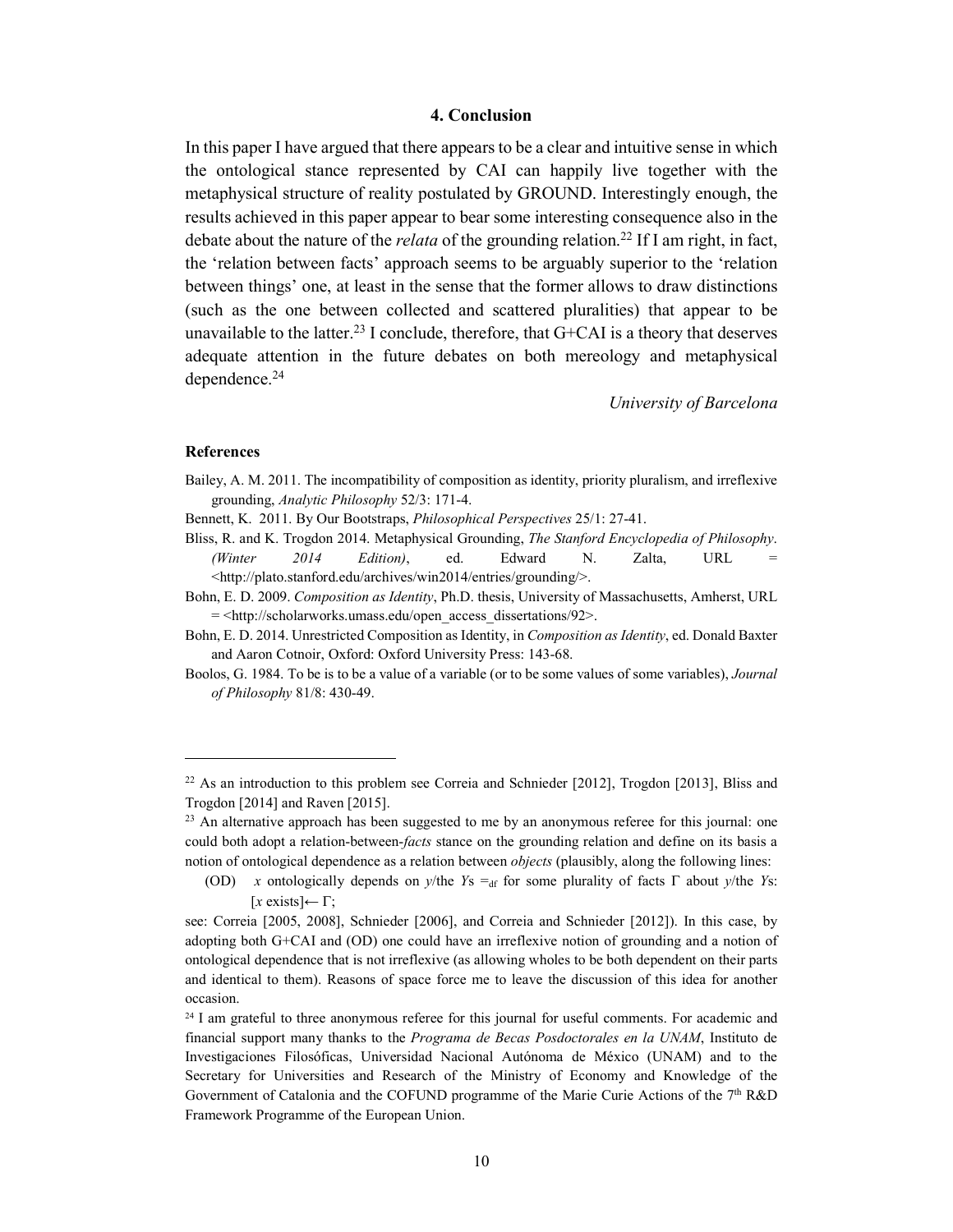## 4. Conclusion

In this paper I have argued that there appears to be a clear and intuitive sense in which the ontological stance represented by CAI can happily live together with the metaphysical structure of reality postulated by GROUND. Interestingly enough, the results achieved in this paper appear to bear some interesting consequence also in the debate about the nature of the *relata* of the grounding relation.[22] If I am right, in fact, the 'relation between facts' approach seems to be arguably superior to the 'relation between things' one, at least in the sense that the former allows to draw distinctions (such as the one between collected and scattered pluralities) that appear to be unavailable to the latter.[23] I conclude, therefore, that G+CAI is a theory that deserves adequate attention in the future debates on both mereology and metaphysical dependence.[24]

*University of Barcelona*

### References

Bailey, A. M. 2011. The incompatibility of composition as identity, priority pluralism, and irreflexive grounding, *Analytic Philosophy* 52/3: 171-4.

Bennett, K. 2011. By Our Bootstraps, *Philosophical Perspectives* 25/1: 27-41.

Bliss, R. and K. Trogdon 2014. Metaphysical Grounding, *The Stanford Encyclopedia of Philosophy*. *(Winter 2014 Edition)*, ed. Edward N. Zalta, URL = <http://plato.stanford.edu/archives/win2014/entries/grounding/>.

Bohn, E. D. 2009. *Composition as Identity*, Ph.D. thesis, University of Massachusetts, Amherst, URL = <http://scholarworks.umass.edu/open_access_dissertations/92>.

Bohn, E. D. 2014. Unrestricted Composition as Identity, in *Composition as Identity*, ed. Donald Baxter and Aaron Cotnoir, Oxford: Oxford University Press: 143-68.

Boolos, G. 1984. To be is to be a value of a variable (or to be some values of some variables), *Journal of Philosophy* 81/8: 430-49.

---

[22] As an introduction to this problem see Correia and Schnieder [2012], Trogdon [2013], Bliss and Trogdon [2014] and Raven [2015].

[23] An alternative approach has been suggested to me by an anonymous referee for this journal: one could both adopt a relation-between-*facts* stance on the grounding relation and define on its basis a notion of ontological dependence as a relation between *objects* (plausibly, along the following lines:

(OD) *x* ontologically depends on *y*/the *Y*s $=_{df}$ for some plurality of facts $\Gamma$ about *y*/the *Y*s: [*x* exists]$\leftarrow \Gamma$;

see: Correia [2005, 2008], Schnieder [2006], and Correia and Schnieder [2012]). In this case, by adopting both G+CAI and (OD) one could have an irreflexive notion of grounding and a notion of ontological dependence that is not irreflexive (as allowing wholes to be both dependent on their parts and identical to them). Reasons of space force me to leave the discussion of this idea for another occasion.

[24] I am grateful to three anonymous referee for this journal for useful comments. For academic and financial support many thanks to the *Programa de Becas Posdoctorales en la UNAM*, Instituto de Investigaciones Filosóficas, Universidad Nacional Autónoma de México (UNAM) and to the Secretary for Universities and Research of the Ministry of Economy and Knowledge of the Government of Catalonia and the COFUND programme of the Marie Curie Actions of the 7th R&D Framework Programme of the European Union.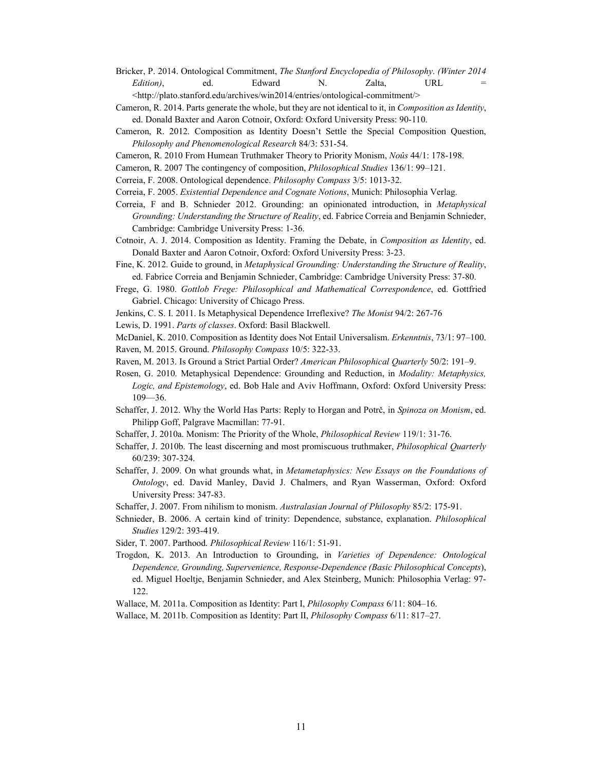Bricker, P. 2014. Ontological Commitment, *The Stanford Encyclopedia of Philosophy*. *(Winter 2014 Edition)*, ed. Edward N. Zalta, URL = <http://plato.stanford.edu/archives/win2014/entries/ontological-commitment/>

Cameron, R. 2014. Parts generate the whole, but they are not identical to it, in *Composition as Identity*, ed. Donald Baxter and Aaron Cotnoir, Oxford: Oxford University Press: 90-110.

Cameron, R. 2012. Composition as Identity Doesn't Settle the Special Composition Question, *Philosophy and Phenomenological Research* 84/3: 531-54.

Cameron, R. 2010 From Humean Truthmaker Theory to Priority Monism, *Noûs* 44/1: 178-198.

Cameron, R. 2007 The contingency of composition, *Philosophical Studies* 136/1: 99–121.

Correia, F. 2008. Ontological dependence. *Philosophy Compass* 3/5: 1013-32.

Correia, F. 2005. *Existential Dependence and Cognate Notions*, Munich: Philosophia Verlag.

Correia, F and B. Schnieder 2012. Grounding: an opinionated introduction, in *Metaphysical Grounding: Understanding the Structure of Reality*, ed. Fabrice Correia and Benjamin Schnieder, Cambridge: Cambridge University Press: 1-36.

Cotnoir, A. J. 2014. Composition as Identity. Framing the Debate, in *Composition as Identity*, ed. Donald Baxter and Aaron Cotnoir, Oxford: Oxford University Press: 3-23.

Fine, K. 2012. Guide to ground, in *Metaphysical Grounding: Understanding the Structure of Reality*, ed. Fabrice Correia and Benjamin Schnieder, Cambridge: Cambridge University Press: 37-80.

Frege, G. 1980. *Gottlob Frege: Philosophical and Mathematical Correspondence*, ed. Gottfried Gabriel. Chicago: University of Chicago Press.

Jenkins, C. S. I. 2011. Is Metaphysical Dependence Irreflexive? *The Monist* 94/2: 267-76

Lewis, D. 1991. *Parts of classes*. Oxford: Basil Blackwell.

McDaniel, K. 2010. Composition as Identity does Not Entail Universalism. *Erkenntnis*, 73/1: 97–100.

Raven, M. 2015. Ground. *Philosophy Compass* 10/5: 322-33.

Raven, M. 2013. Is Ground a Strict Partial Order? *American Philosophical Quarterly* 50/2: 191–9.

Rosen, G. 2010. Metaphysical Dependence: Grounding and Reduction, in *Modality: Metaphysics, Logic, and Epistemology*, ed. Bob Hale and Aviv Hoffmann, Oxford: Oxford University Press: 109—36.

Schaffer, J. 2012. Why the World Has Parts: Reply to Horgan and Potrč, in *Spinoza on Monism*, ed. Philipp Goff, Palgrave Macmillan: 77-91.

Schaffer, J. 2010a. Monism: The Priority of the Whole, *Philosophical Review* 119/1: 31-76.

Schaffer, J. 2010b. The least discerning and most promiscuous truthmaker, *Philosophical Quarterly* 60/239: 307-324.

Schaffer, J. 2009. On what grounds what, in *Metametaphysics: New Essays on the Foundations of Ontology*, ed. David Manley, David J. Chalmers, and Ryan Wasserman, Oxford: Oxford University Press: 347-83.

Schaffer, J. 2007. From nihilism to monism. *Australasian Journal of Philosophy* 85/2: 175-91.

Schnieder, B. 2006. A certain kind of trinity: Dependence, substance, explanation. *Philosophical Studies* 129/2: 393-419.

Sider, T. 2007. Parthood. *Philosophical Review* 116/1: 51-91.

Trogdon, K. 2013. An Introduction to Grounding, in *Varieties of Dependence: Ontological Dependence, Grounding, Supervenience, Response-Dependence (Basic Philosophical Concepts)*, ed. Miguel Hoeltje, Benjamin Schnieder, and Alex Steinberg, Munich: Philosophia Verlag: 97-122.

Wallace, M. 2011a. Composition as Identity: Part I, *Philosophy Compass* 6/11: 804–16.

Wallace, M. 2011b. Composition as Identity: Part II, *Philosophy Compass* 6/11: 817–27.